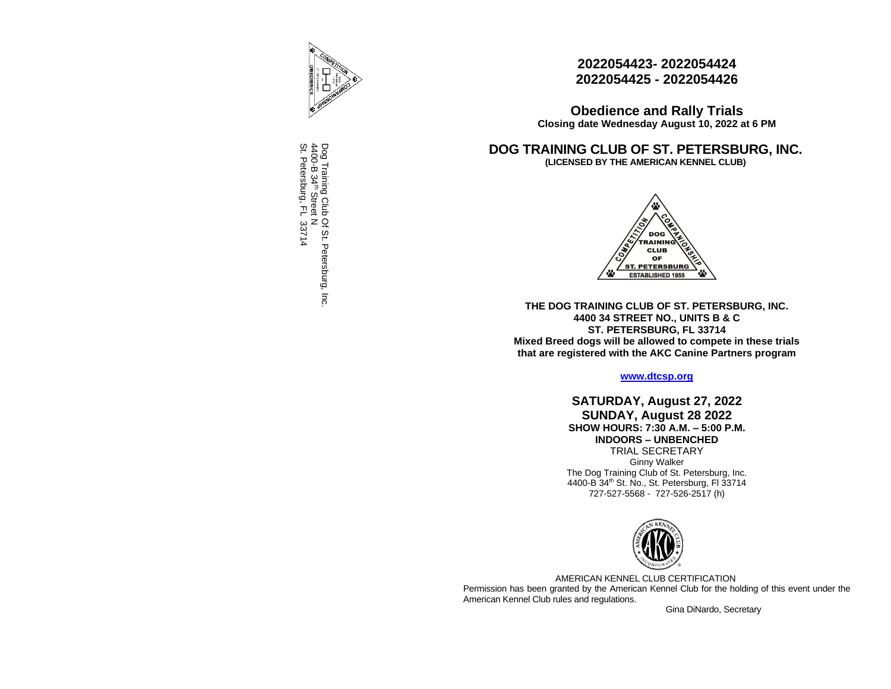Dog Training Club Of St. Petersburg, Inc.
4400-B 34th Street N
St. Petersburg, FL 33714

**2022054423- 2022054424**
**2022054425 - 2022054426**

## Obedience and Rally Trials

**Closing date Wednesday August 10, 2022 at 6 PM**

# DOG TRAINING CLUB OF ST. PETERSBURG, INC.

**(LICENSED BY THE AMERICAN KENNEL CLUB)**

COMPETITION COMPANIONSHIP
DOG TRAINING CLUB OF ST. PETERSBURG
ESTABLISHED 1955

**THE DOG TRAINING CLUB OF ST. PETERSBURG, INC.**
**4400 34 STREET NO., UNITS B & C**
**ST. PETERSBURG, FL 33714**
**Mixed Breed dogs will be allowed to compete in these trials that are registered with the AKC Canine Partners program**

**www.dtcsp.org**

## SATURDAY, August 27, 2022
## SUNDAY, August 28 2022

**SHOW HOURS: 7:30 A.M. – 5:00 P.M.**
**INDOORS – UNBENCHED**

TRIAL SECRETARY
Ginny Walker
The Dog Training Club of St. Petersburg, Inc.
4400-B 34th St. No., St. Petersburg, Fl 33714
727-527-5568 - 727-526-2517 (h)

AMERICAN KENNEL CLUB CERTIFICATION
Permission has been granted by the American Kennel Club for the holding of this event under the American Kennel Club rules and regulations.

Gina DiNardo, Secretary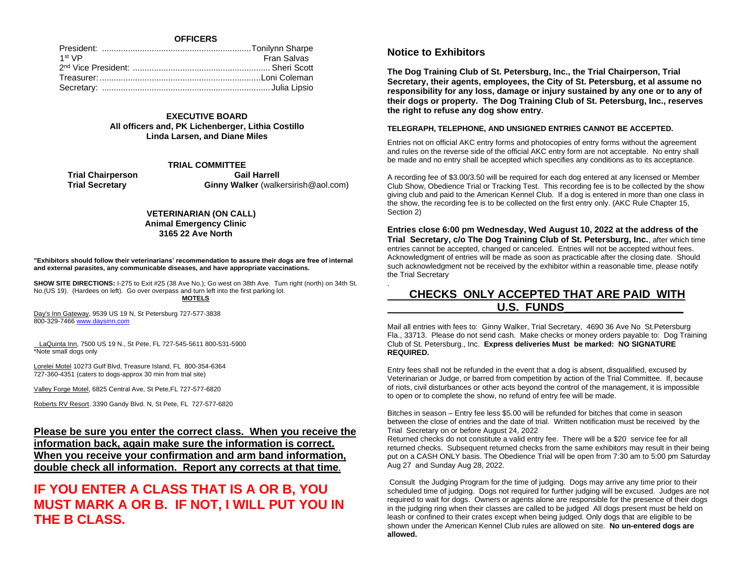## OFFICERS

President: ............................................................... Tonilynn Sharpe
1st VP Fran Salvas
2nd Vice President: .......................................................... Sheri Scott
Treasurer: .................................................................... Loni Coleman
Secretary: ..................................................................... Julia Lipsio

**EXECUTIVE BOARD**
**All officers and, PK Lichenberger, Lithia Costillo**
**Linda Larsen, and Diane Miles**

**TRIAL COMMITTEE**
**Trial Chairperson** **Gail Harrell**
**Trial Secretary** **Ginny Walker** (walkersirish@aol.com)

**VETERINARIAN (ON CALL)**
**Animal Emergency Clinic**
**3165 22 Ave North**

**"Exhibitors should follow their veterinarians' recommendation to assure their dogs are free of internal and external parasites, any communicable diseases, and have appropriate vaccinations.**

**SHOW SITE DIRECTIONS:** I-275 to Exit #25 (38 Ave No.); Go west on 38th Ave. Turn right (north) on 34th St. No.(US 19). (Hardees on left). Go over overpass and turn left into the first parking lot.

**MOTELS**

Day's Inn Gateway, 9539 US 19 N, St Petersburg 727-577-3838
800-329-7466 www.daysinn.com

LaQuinta Inn, 7500 US 19 N., St Pete, FL 727-545-5611 800-531-5900
*Note small dogs only

Lorelei Motel 10273 Gulf Blvd, Treasure Island, FL 800-354-6364
727-360-4351 (caters to dogs-approx 30 min from trial site)

Valley Forge Motel, 6825 Central Ave, St Pete,FL 727-577-6820

Roberts RV Resort, 3390 Gandy Blvd. N, St Pete, FL 727-577-6820

**Please be sure you enter the correct class. When you receive the information back, again make sure the information is correct. When you receive your confirmation and arm band information, double check all information. Report any corrects at that time.**

**IF YOU ENTER A CLASS THAT IS A OR B, YOU MUST MARK A OR B. IF NOT, I WILL PUT YOU IN THE B CLASS.**

## Notice to Exhibitors

**The Dog Training Club of St. Petersburg, Inc., the Trial Chairperson, Trial Secretary, their agents, employees, the City of St. Petersburg, et al assume no responsibility for any loss, damage or injury sustained by any one or to any of their dogs or property. The Dog Training Club of St. Petersburg, Inc., reserves the right to refuse any dog show entry.**

**TELEGRAPH, TELEPHONE, AND UNSIGNED ENTRIES CANNOT BE ACCEPTED.**

Entries not on official AKC entry forms and photocopies of entry forms without the agreement and rules on the reverse side of the official AKC entry form are not acceptable. No entry shall be made and no entry shall be accepted which specifies any conditions as to its acceptance.

A recording fee of $3.00/3.50 will be required for each dog entered at any licensed or Member Club Show, Obedience Trial or Tracking Test. This recording fee is to be collected by the show giving club and paid to the American Kennel Club. If a dog is entered in more than one class in the show, the recording fee is to be collected on the first entry only. (AKC Rule Chapter 15, Section 2)

**Entries close 6:00 pm Wednesday, Wed August 10, 2022 at the address of the Trial Secretary, c/o The Dog Training Club of St. Petersburg, Inc.**, after which time entries cannot be accepted, changed or canceled. Entries will not be accepted without fees. Acknowledgment of entries will be made as soon as practicable after the closing date. Should such acknowledgment not be received by the exhibitor within a reasonable time, please notify the Trial Secretary

.

**CHECKS ONLY ACCEPTED THAT ARE PAID WITH U.S. FUNDS**

Mail all entries with fees to: Ginny Walker, Trial Secretary, 4690 36 Ave No St.Petersburg Fla., 33713. Please do not send cash. Make checks or money orders payable to: Dog Training Club of St. Petersburg., Inc. **Express deliveries Must be marked: NO SIGNATURE REQUIRED.**

Entry fees shall not be refunded in the event that a dog is absent, disqualified, excused by Veterinarian or Judge, or barred from competition by action of the Trial Committee. If, because of riots, civil disturbances or other acts beyond the control of the management, it is impossible to open or to complete the show, no refund of entry fee will be made.

Bitches in season – Entry fee less $5.00 will be refunded for bitches that come in season between the close of entries and the date of trial. Written notification must be received by the Trial Secretary on or before August 24, 2022
Returned checks do not constitute a valid entry fee. There will be a $20 service fee for all returned checks. Subsequent returned checks from the same exhibitors may result in their being put on a CASH ONLY basis. The Obedience Trial will be open from 7:30 am to 5:00 pm Saturday Aug 27 and Sunday Aug 28, 2022.

Consult the Judging Program for the time of judging. Dogs may arrive any time prior to their scheduled time of judging. Dogs not required for further judging will be excused. Judges are not required to wait for dogs. Owners or agents alone are responsible for the presence of their dogs in the judging ring when their classes are called to be judged All dogs present must be held on leash or confined to their crates except when being judged. Only dogs that are eligible to be shown under the American Kennel Club rules are allowed on site. **No un-entered dogs are allowed.**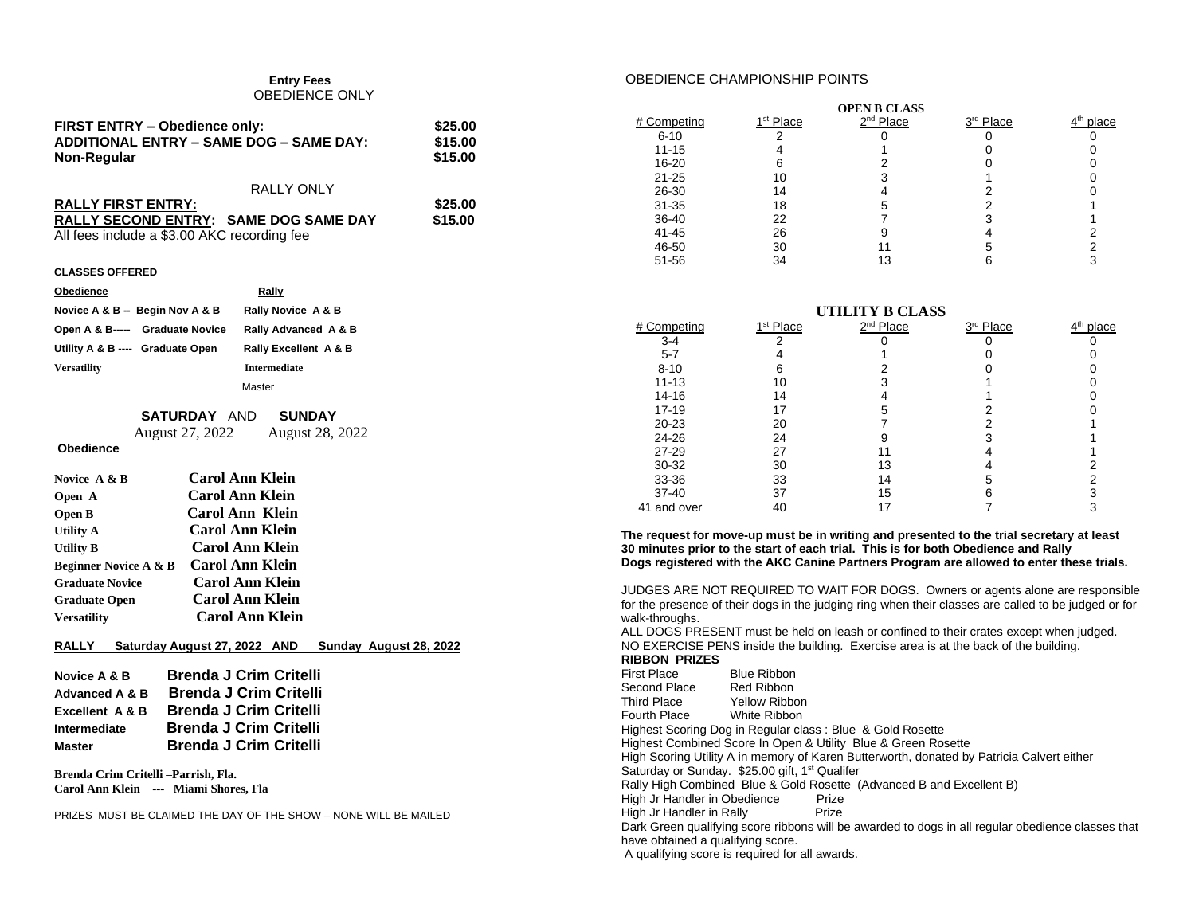**Entry Fees**

OBEDIENCE ONLY

| | |
|---|---|
| **FIRST ENTRY – Obedience only:** | **$25.00** |
| **ADDITIONAL ENTRY – SAME DOG – SAME DAY:** | **$15.00** |
| **Non-Regular** | **$15.00** |

RALLY ONLY

| | |
|---|---|
| **RALLY FIRST ENTRY:** | **$25.00** |
| **RALLY SECOND ENTRY: SAME DOG SAME DAY** | **$15.00** |

All fees include a $3.00 AKC recording fee

**CLASSES OFFERED**

| **Obedience** | **Rally** |
|---|---|
| **Novice A & B -- Begin Nov A & B** | **Rally Novice A & B** |
| **Open A & B----- Graduate Novice** | **Rally Advanced A & B** |
| **Utility A & B ---- Graduate Open** | **Rally Excellent A & B** |
| **Versatility** | **Intermediate** |
| | Master |

**SATURDAY** AND **SUNDAY**

August 27, 2022 August 28, 2022

**Obedience**

| | |
|---|---|
| **Novice A & B** | **Carol Ann Klein** |
| **Open A** | **Carol Ann Klein** |
| **Open B** | **Carol Ann Klein** |
| **Utility A** | **Carol Ann Klein** |
| **Utility B** | **Carol Ann Klein** |
| **Beginner Novice A & B** | **Carol Ann Klein** |
| **Graduate Novice** | **Carol Ann Klein** |
| **Graduate Open** | **Carol Ann Klein** |
| **Versatility** | **Carol Ann Klein** |

**RALLY Saturday August 27, 2022 AND Sunday August 28, 2022**

| | |
|---|---|
| **Novice A & B** | **Brenda J Crim Critelli** |
| **Advanced A & B** | **Brenda J Crim Critelli** |
| **Excellent A & B** | **Brenda J Crim Critelli** |
| **Intermediate** | **Brenda J Crim Critelli** |
| **Master** | **Brenda J Crim Critelli** |

**Brenda Crim Critelli –Parrish, Fla.**
**Carol Ann Klein --- Miami Shores, Fla**

PRIZES MUST BE CLAIMED THE DAY OF THE SHOW – NONE WILL BE MAILED

OBEDIENCE CHAMPIONSHIP POINTS

**OPEN B CLASS**

| # Competing | 1st Place | 2nd Place | 3rd Place | 4th place |
|---|---|---|---|---|
| 6-10 | 2 | 0 | 0 | 0 |
| 11-15 | 4 | 1 | 0 | 0 |
| 16-20 | 6 | 2 | 0 | 0 |
| 21-25 | 10 | 3 | 1 | 0 |
| 26-30 | 14 | 4 | 2 | 0 |
| 31-35 | 18 | 5 | 2 | 1 |
| 36-40 | 22 | 7 | 3 | 1 |
| 41-45 | 26 | 9 | 4 | 2 |
| 46-50 | 30 | 11 | 5 | 2 |
| 51-56 | 34 | 13 | 6 | 3 |

**UTILITY B CLASS**

| # Competing | 1st Place | 2nd Place | 3rd Place | 4th place |
|---|---|---|---|---|
| 3-4 | 2 | 0 | 0 | 0 |
| 5-7 | 4 | 1 | 0 | 0 |
| 8-10 | 6 | 2 | 0 | 0 |
| 11-13 | 10 | 3 | 1 | 0 |
| 14-16 | 14 | 4 | 1 | 0 |
| 17-19 | 17 | 5 | 2 | 0 |
| 20-23 | 20 | 7 | 2 | 1 |
| 24-26 | 24 | 9 | 3 | 1 |
| 27-29 | 27 | 11 | 4 | 1 |
| 30-32 | 30 | 13 | 4 | 2 |
| 33-36 | 33 | 14 | 5 | 2 |
| 37-40 | 37 | 15 | 6 | 3 |
| 41 and over | 40 | 17 | 7 | 3 |

**The request for move-up must be in writing and presented to the trial secretary at least 30 minutes prior to the start of each trial. This is for both Obedience and Rally**
**Dogs registered with the AKC Canine Partners Program are allowed to enter these trials.**

JUDGES ARE NOT REQUIRED TO WAIT FOR DOGS. Owners or agents alone are responsible for the presence of their dogs in the judging ring when their classes are called to be judged or for walk-throughs.
ALL DOGS PRESENT must be held on leash or confined to their crates except when judged.
NO EXERCISE PENS inside the building. Exercise area is at the back of the building.

**RIBBON PRIZES**

| | |
|---|---|
| First Place | Blue Ribbon |
| Second Place | Red Ribbon |
| Third Place | Yellow Ribbon |
| Fourth Place | White Ribbon |

Highest Scoring Dog in Regular class : Blue & Gold Rosette
Highest Combined Score In Open & Utility Blue & Green Rosette
High Scoring Utility A in memory of Karen Butterworth, donated by Patricia Calvert either Saturday or Sunday. $25.00 gift, 1st Qualifer
Rally High Combined Blue & Gold Rosette (Advanced B and Excellent B)
High Jr Handler in Obedience Prize
High Jr Handler in Rally Prize
Dark Green qualifying score ribbons will be awarded to dogs in all regular obedience classes that have obtained a qualifying score.
A qualifying score is required for all awards.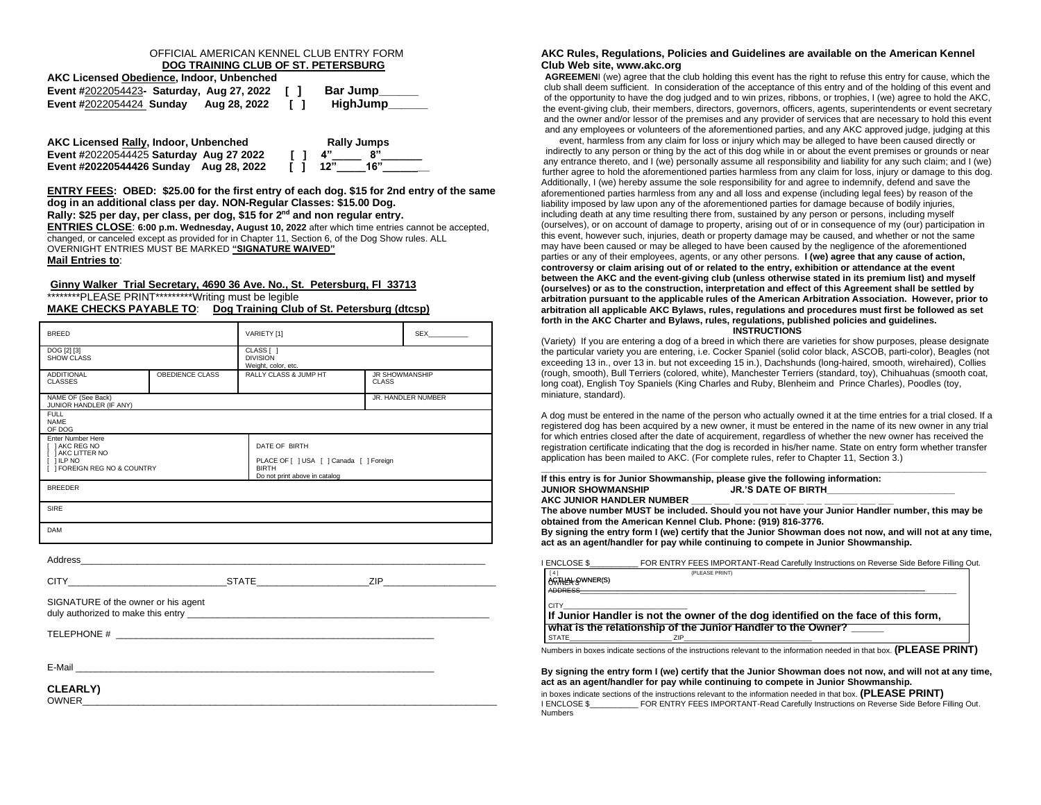OFFICIAL AMERICAN KENNEL CLUB ENTRY FORM
**DOG TRAINING CLUB OF ST. PETERSBURG**

**AKC Licensed Obedience, Indoor, Unbenched**
**Event #2022054423- Saturday, Aug 27, 2022 [ ] Bar Jump______**
**Event #2022054424 Sunday Aug 28, 2022 [ ] HighJump______**

**AKC Licensed Rally, Indoor, Unbenched Rally Jumps**
**Event #**20220544425 **Saturday Aug 27 2022 [ ] 4"_____ 8"______**
**Event #20220544426 Sunday Aug 28, 2022 [ ] 12"_____16"______**

**ENTRY FEES: OBED: $25.00 for the first entry of each dog. $15 for 2nd entry of the same dog in an additional class per day. NON-Regular Classes: $15.00 Dog.**
**Rally: $25 per day, per class, per dog, $15 for 2nd and non regular entry.**
**ENTRIES CLOSE**: **6:00 p.m. Wednesday, August 10, 2022** after which time entries cannot be accepted, changed, or canceled except as provided for in Chapter 11, Section 6, of the Dog Show rules. ALL OVERNIGHT ENTRIES MUST BE MARKED **"SIGNATURE WAIVED"**
**Mail Entries to**:

**Ginny Walker Trial Secretary, 4690 36 Ave. No., St. Petersburg, Fl 33713**
********PLEASE PRINT*********Writing must be legible
**MAKE CHECKS PAYABLE TO**: **Dog Training Club of St. Petersburg (dtcsp)**

| BREED | | VARIETY [1] | | SEX__________ |
|---|---|---|---|---|
| DOG [2] [3] SHOW CLASS | | CLASS [ ] DIVISION Weight, color, etc. | | |
| ADDITIONAL CLASSES | OBEDIENCE CLASS | RALLY CLASS & JUMP HT | JR SHOWMANSHIP CLASS | |
| NAME OF (See Back) JUNIOR HANDLER (IF ANY) | | | JR. HANDLER NUMBER | |
| FULL NAME OF DOG | | | | |
| Enter Number Here [ ] AKC REG NO [ ] AKC LITTER NO [ ] ILP NO [ ] FOREIGN REG NO & COUNTRY | | DATE OF BIRTH PLACE OF BIRTH [ ] USA [ ] Canada [ ] Foreign Do not print above in catalog | | |
| BREEDER | | | | |
| SIRE | | | | |
| DAM | | | | |

Address_______________________________________________________________

CITY____________________________STATE____________________ZIP____________________

SIGNATURE of the owner or his agent duly authorized to make this entry ________________________________________

TELEPHONE # __________________________________________________

E-Mail ______________________________________________________

**CLEARLY)**
OWNER______________________________________________________________

**AKC Rules, Regulations, Policies and Guidelines are available on the American Kennel Club Web site, www.akc.org**

**AGREEMEN**I (we) agree that the club holding this event has the right to refuse this entry for cause, which the club shall deem sufficient. In consideration of the acceptance of this entry and of the holding of this event and of the opportunity to have the dog judged and to win prizes, ribbons, or trophies, I (we) agree to hold the AKC, the event-giving club, their members, directors, governors, officers, agents, superintendents or event secretary and the owner and/or lessor of the premises and any provider of services that are necessary to hold this event and any employees or volunteers of the aforementioned parties, and any AKC approved judge, judging at this event, harmless from any claim for loss or injury which may be alleged to have been caused directly or indirectly to any person or thing by the act of this dog while in or about the event premises or grounds or near any entrance thereto, and I (we) personally assume all responsibility and liability for any such claim; and I (we) further agree to hold the aforementioned parties harmless from any claim for loss, injury or damage to this dog. Additionally, I (we) hereby assume the sole responsibility for and agree to indemnify, defend and save the aforementioned parties harmless from any and all loss and expense (including legal fees) by reason of the liability imposed by law upon any of the aforementioned parties for damage because of bodily injuries, including death at any time resulting there from, sustained by any person or persons, including myself (ourselves), or on account of damage to property, arising out of or in consequence of my (our) participation in this event, however such, injuries, death or property damage may be caused, and whether or not the same may have been caused or may be alleged to have been caused by the negligence of the aforementioned parties or any of their employees, agents, or any other persons. **I (we) agree that any cause of action, controversy or claim arising out of or related to the entry, exhibition or attendance at the event between the AKC and the event-giving club (unless otherwise stated in its premium list) and myself (ourselves) or as to the construction, interpretation and effect of this Agreement shall be settled by arbitration pursuant to the applicable rules of the American Arbitration Association. However, prior to arbitration all applicable AKC Bylaws, rules, regulations and procedures must first be followed as set forth in the AKC Charter and Bylaws, rules, regulations, published policies and guidelines.**

**INSTRUCTIONS**

(Variety) If you are entering a dog of a breed in which there are varieties for show purposes, please designate the particular variety you are entering, i.e. Cocker Spaniel (solid color black, ASCOB, parti-color), Beagles (not exceeding 13 in., over 13 in. but not exceeding 15 in.), Dachshunds (long-haired, smooth, wirehaired), Collies (rough, smooth), Bull Terriers (colored, white), Manchester Terriers (standard, toy), Chihuahuas (smooth coat, long coat), English Toy Spaniels (King Charles and Ruby, Blenheim and Prince Charles), Poodles (toy, miniature, standard).

A dog must be entered in the name of the person who actually owned it at the time entries for a trial closed. If a registered dog has been acquired by a new owner, it must be entered in the name of its new owner in any trial for which entries closed after the date of acquirement, regardless of whether the new owner has received the registration certificate indicating that the dog is recorded in his/her name. State on entry form whether transfer application has been mailed to AKC. (For complete rules, refer to Chapter 11, Section 3.)

**If this entry is for Junior Showmanship, please give the following information:**
**JUNIOR SHOWMANSHIP JR.'S DATE OF BIRTH________________________**
**AKC JUNIOR HANDLER NUMBER ____ ___ ___ ___ ___ ___ ___ ___ ___ ___ ___**
**The above number MUST be included. Should you not have your Junior Handler number, this may be obtained from the American Kennel Club. Phone: (919) 816-3776.**
**By signing the entry form I (we) certify that the Junior Showman does not now, and will not at any time, act as an agent/handler for pay while continuing to compete in Junior Showmanship.**

I ENCLOSE $__________ FOR ENTRY FEES IMPORTANT-Read Carefully Instructions on Reverse Side Before Filling Out.

[4] ACTUAL OWNER(S) (PLEASE PRINT)
ADDRESS______________________________________________
CITY_________________________
**If Junior Handler is not the owner of the dog identified on the face of this form, what is the relationship of the Junior Handler to the Owner? ______**
STATE_______________________ ZIP____________________________

Numbers in boxes indicate sections of the instructions relevant to the information needed in that box. **(PLEASE PRINT)**

**By signing the entry form I (we) certify that the Junior Showman does not now, and will not at any time, act as an agent/handler for pay while continuing to compete in Junior Showmanship.**
in boxes indicate sections of the instructions relevant to the information needed in that box. **(PLEASE PRINT)**
I ENCLOSE $__________ FOR ENTRY FEES IMPORTANT-Read Carefully Instructions on Reverse Side Before Filling Out.
Numbers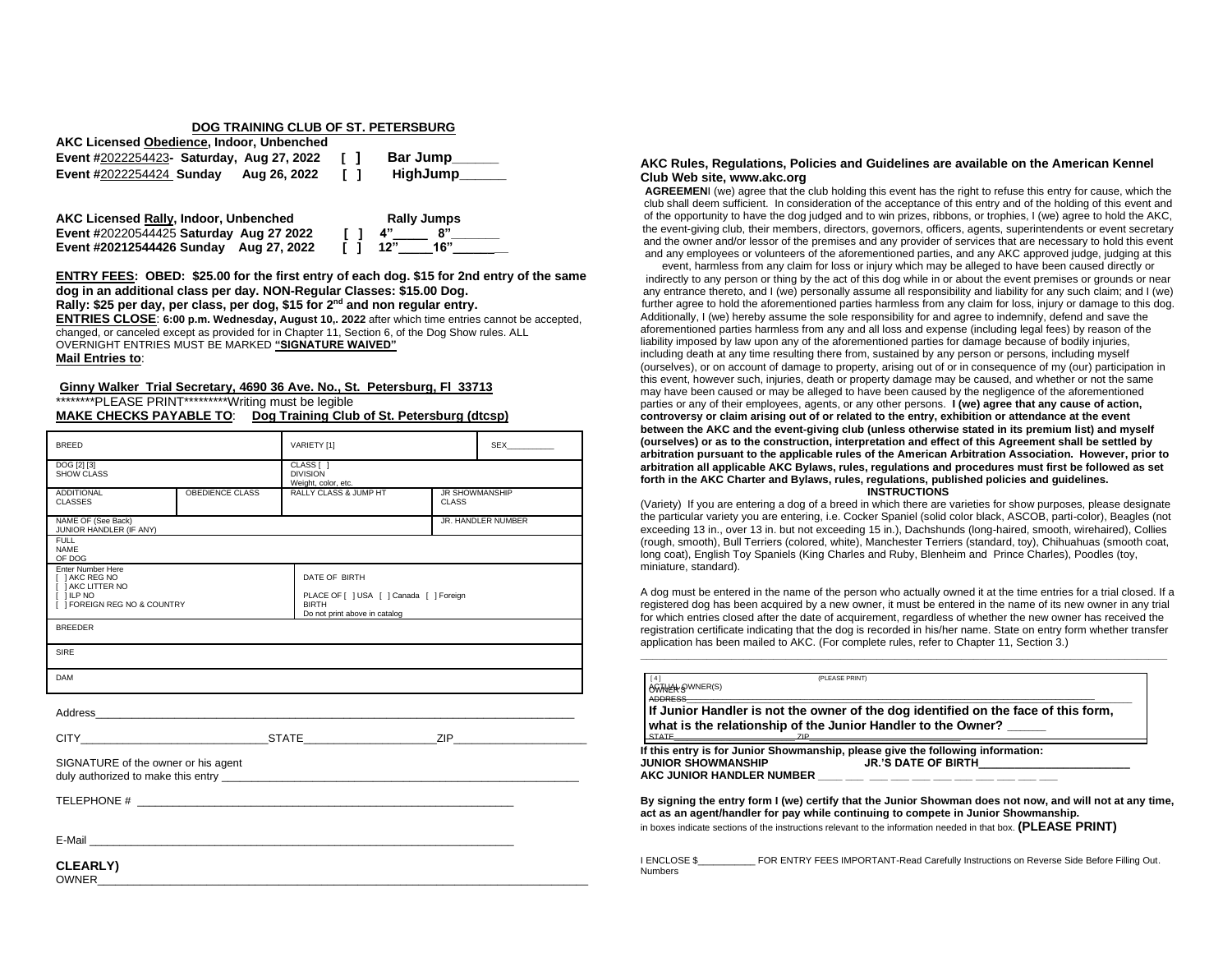**DOG TRAINING CLUB OF ST. PETERSBURG**

**AKC Licensed Obedience, Indoor, Unbenched**

**Event #2022254423- Saturday, Aug 27, 2022 [ ] Bar Jump______**

**Event #2022254424 Sunday Aug 26, 2022 [ ] HighJump______**

**AKC Licensed Rally, Indoor, Unbenched Rally Jumps**

**Event #20220544425 Saturday Aug 27 2022 [ ] 4"_____ 8"_______**

**Event #20212544426 Sunday Aug 27, 2022 [ ] 12"_____16"_______**

**ENTRY FEES: OBED: $25.00 for the first entry of each dog. $15 for 2nd entry of the same dog in an additional class per day. NON-Regular Classes: $15.00 Dog.**

**Rally: $25 per day, per class, per dog, $15 for 2nd and non regular entry.**

**ENTRIES CLOSE**: **6:00 p.m. Wednesday, August 10,. 2022** after which time entries cannot be accepted, changed, or canceled except as provided for in Chapter 11, Section 6, of the Dog Show rules. ALL OVERNIGHT ENTRIES MUST BE MARKED **"SIGNATURE WAIVED"**

**Mail Entries to**:

**Ginny Walker Trial Secretary, 4690 36 Ave. No., St. Petersburg, Fl 33713**

********PLEASE PRINT*********Writing must be legible

**MAKE CHECKS PAYABLE TO**: **Dog Training Club of St. Petersburg (dtcsp)**

| | | | | |
|---|---|---|---|---|
| BREED | | VARIETY [1] | | SEX__________ |
| DOG [2] [3] SHOW CLASS | | CLASS [ ] DIVISION Weight, color, etc. | | |
| ADDITIONAL CLASSES | OBEDIENCE CLASS | RALLY CLASS & JUMP HT | JR SHOWMANSHIP CLASS | |
| NAME OF (See Back) JUNIOR HANDLER (IF ANY) | | | JR. HANDLER NUMBER | |
| FULL NAME OF DOG | | | | |
| Enter Number Here [ ] AKC REG NO [ ] AKC LITTER NO [ ] ILP NO [ ] FOREIGN REG NO & COUNTRY | | DATE OF BIRTH PLACE OF BIRTH [ ] USA [ ] Canada [ ] Foreign Do not print above in catalog | | |
| BREEDER | | | | |
| SIRE | | | | |
| DAM | | | | |

Address_______________________________________________________________

CITY____________________________STATE____________________ZIP_____________________

SIGNATURE of the owner or his agent duly authorized to make this entry ______________________________________________

TELEPHONE # ___________________________________________________

E-Mail ___________________________________________________________

**CLEARLY)**

OWNER___________________________________________________________________

**AKC Rules, Regulations, Policies and Guidelines are available on the American Kennel Club Web site, www.akc.org**

**AGREEMEN**I (we) agree that the club holding this event has the right to refuse this entry for cause, which the club shall deem sufficient. In consideration of the acceptance of this entry and of the holding of this event and of the opportunity to have the dog judged and to win prizes, ribbons, or trophies, I (we) agree to hold the AKC, the event-giving club, their members, directors, governors, officers, agents, superintendents or event secretary and the owner and/or lessor of the premises and any provider of services that are necessary to hold this event and any employees or volunteers of the aforementioned parties, and any AKC approved judge, judging at this event, harmless from any claim for loss or injury which may be alleged to have been caused directly or indirectly to any person or thing by the act of this dog while in or about the event premises or grounds or near any entrance thereto, and I (we) personally assume all responsibility and liability for any such claim; and I (we) further agree to hold the aforementioned parties harmless from any claim for loss, injury or damage to this dog. Additionally, I (we) hereby assume the sole responsibility for and agree to indemnify, defend and save the aforementioned parties harmless from any and all loss and expense (including legal fees) by reason of the liability imposed by law upon any of the aforementioned parties for damage because of bodily injuries, including death at any time resulting there from, sustained by any person or persons, including myself (ourselves), or on account of damage to property, arising out of or in consequence of my (our) participation in this event, however such, injuries, death or property damage may be caused, and whether or not the same may have been caused or may be alleged to have been caused by the negligence of the aforementioned parties or any of their employees, agents, or any other persons. **I (we) agree that any cause of action, controversy or claim arising out of or related to the entry, exhibition or attendance at the event between the AKC and the event-giving club (unless otherwise stated in its premium list) and myself (ourselves) or as to the construction, interpretation and effect of this Agreement shall be settled by arbitration pursuant to the applicable rules of the American Arbitration Association. However, prior to arbitration all applicable AKC Bylaws, rules, regulations and procedures must first be followed as set forth in the AKC Charter and Bylaws, rules, regulations, published policies and guidelines.**

**INSTRUCTIONS**

(Variety) If you are entering a dog of a breed in which there are varieties for show purposes, please designate the particular variety you are entering, i.e. Cocker Spaniel (solid color black, ASCOB, parti-color), Beagles (not exceeding 13 in., over 13 in. but not exceeding 15 in.), Dachshunds (long-haired, smooth, wirehaired), Collies (rough, smooth), Bull Terriers (colored, white), Manchester Terriers (standard, toy), Chihuahuas (smooth coat, long coat), English Toy Spaniels (King Charles and Ruby, Blenheim and Prince Charles), Poodles (toy, miniature, standard).

A dog must be entered in the name of the person who actually owned it at the time entries for a trial closed. If a registered dog has been acquired by a new owner, it must be entered in the name of its new owner in any trial for which entries closed after the date of acquirement, regardless of whether the new owner has received the registration certificate indicating that the dog is recorded in his/her name. State on entry form whether transfer application has been mailed to AKC. (For complete rules, refer to Chapter 11, Section 3.)

[4] ACTUAL OWNER(S) (PLEASE PRINT)

OWNER'S ADDRESS_______________________________________________

**If Junior Handler is not the owner of the dog identified on the face of this form, what is the relationship of the Junior Handler to the Owner? _____**

STATE______________________ZIP____________________________

**If this entry is for Junior Showmanship, please give the following information:**

**JUNIOR SHOWMANSHIP JR.'S DATE OF BIRTH________________________**

**AKC JUNIOR HANDLER NUMBER ____ ___ ___ ___ ___ ___ ___ ___ ___ ___ ___**

**By signing the entry form I (we) certify that the Junior Showman does not now, and will not at any time, act as an agent/handler for pay while continuing to compete in Junior Showmanship.**

in boxes indicate sections of the instructions relevant to the information needed in that box. **(PLEASE PRINT)**

I ENCLOSE $__________ FOR ENTRY FEES IMPORTANT-Read Carefully Instructions on Reverse Side Before Filling Out. Numbers